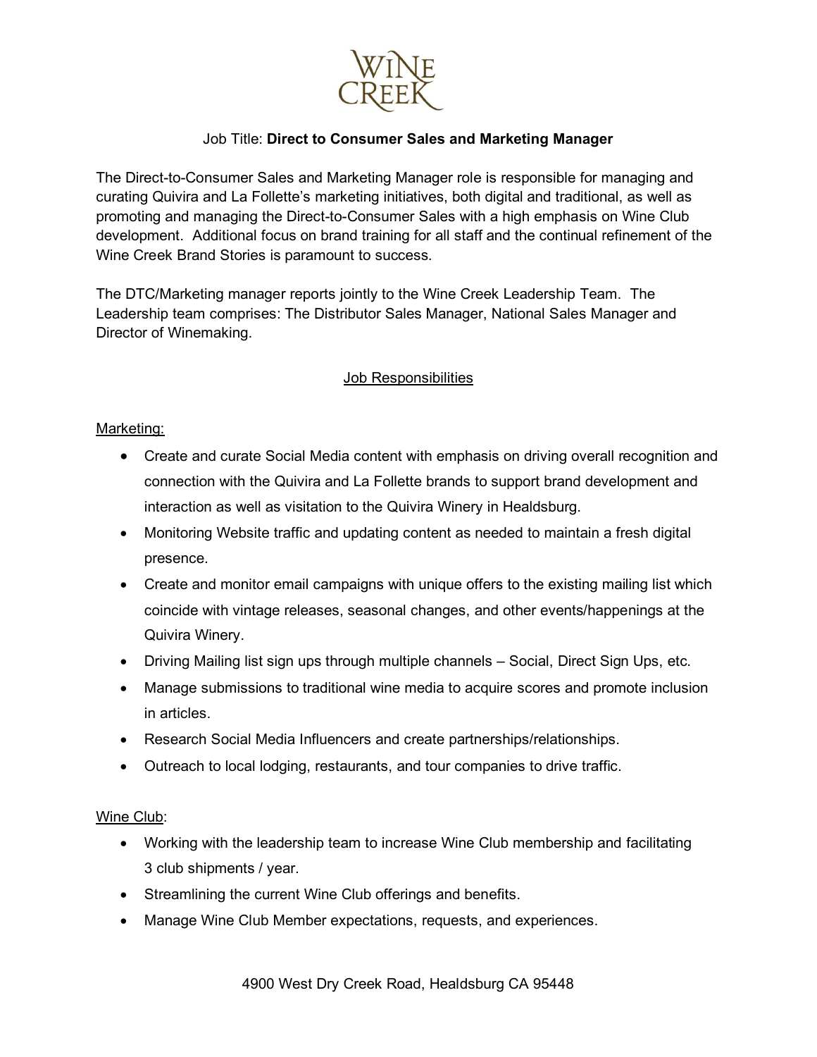WINE CREEK

Job Title: **Direct to Consumer Sales and Marketing Manager**

The Direct-to-Consumer Sales and Marketing Manager role is responsible for managing and curating Quivira and La Follette's marketing initiatives, both digital and traditional, as well as promoting and managing the Direct-to-Consumer Sales with a high emphasis on Wine Club development. Additional focus on brand training for all staff and the continual refinement of the Wine Creek Brand Stories is paramount to success.

The DTC/Marketing manager reports jointly to the Wine Creek Leadership Team. The Leadership team comprises: The Distributor Sales Manager, National Sales Manager and Director of Winemaking.

## Job Responsibilities

### Marketing:

- Create and curate Social Media content with emphasis on driving overall recognition and connection with the Quivira and La Follette brands to support brand development and interaction as well as visitation to the Quivira Winery in Healdsburg.
- Monitoring Website traffic and updating content as needed to maintain a fresh digital presence.
- Create and monitor email campaigns with unique offers to the existing mailing list which coincide with vintage releases, seasonal changes, and other events/happenings at the Quivira Winery.
- Driving Mailing list sign ups through multiple channels – Social, Direct Sign Ups, etc.
- Manage submissions to traditional wine media to acquire scores and promote inclusion in articles.
- Research Social Media Influencers and create partnerships/relationships.
- Outreach to local lodging, restaurants, and tour companies to drive traffic.

### Wine Club:

- Working with the leadership team to increase Wine Club membership and facilitating 3 club shipments / year.
- Streamlining the current Wine Club offerings and benefits.
- Manage Wine Club Member expectations, requests, and experiences.

4900 West Dry Creek Road, Healdsburg CA 95448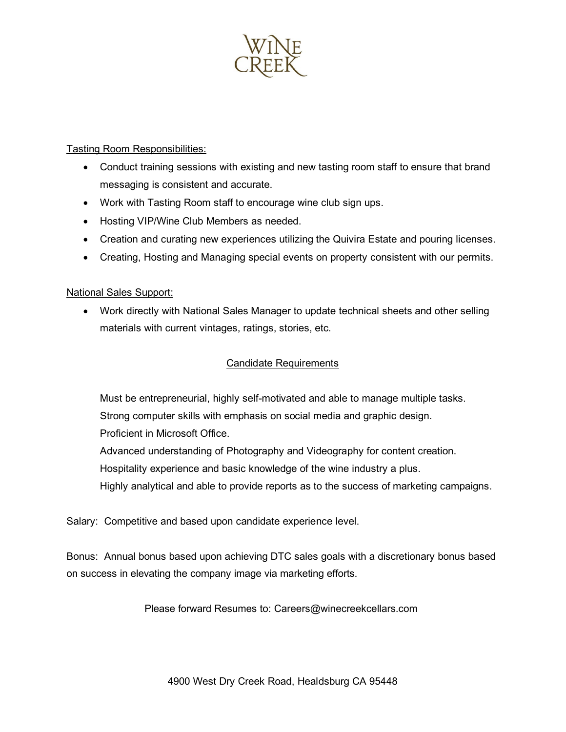Tasting Room Responsibilities:

- Conduct training sessions with existing and new tasting room staff to ensure that brand messaging is consistent and accurate.
- Work with Tasting Room staff to encourage wine club sign ups.
- Hosting VIP/Wine Club Members as needed.
- Creation and curating new experiences utilizing the Quivira Estate and pouring licenses.
- Creating, Hosting and Managing special events on property consistent with our permits.

National Sales Support:

- Work directly with National Sales Manager to update technical sheets and other selling materials with current vintages, ratings, stories, etc.

## Candidate Requirements

Must be entrepreneurial, highly self-motivated and able to manage multiple tasks.
Strong computer skills with emphasis on social media and graphic design.
Proficient in Microsoft Office.
Advanced understanding of Photography and Videography for content creation.
Hospitality experience and basic knowledge of the wine industry a plus.
Highly analytical and able to provide reports as to the success of marketing campaigns.

Salary: Competitive and based upon candidate experience level.

Bonus: Annual bonus based upon achieving DTC sales goals with a discretionary bonus based on success in elevating the company image via marketing efforts.

Please forward Resumes to: Careers@winecreekcellars.com

4900 West Dry Creek Road, Healdsburg CA 95448